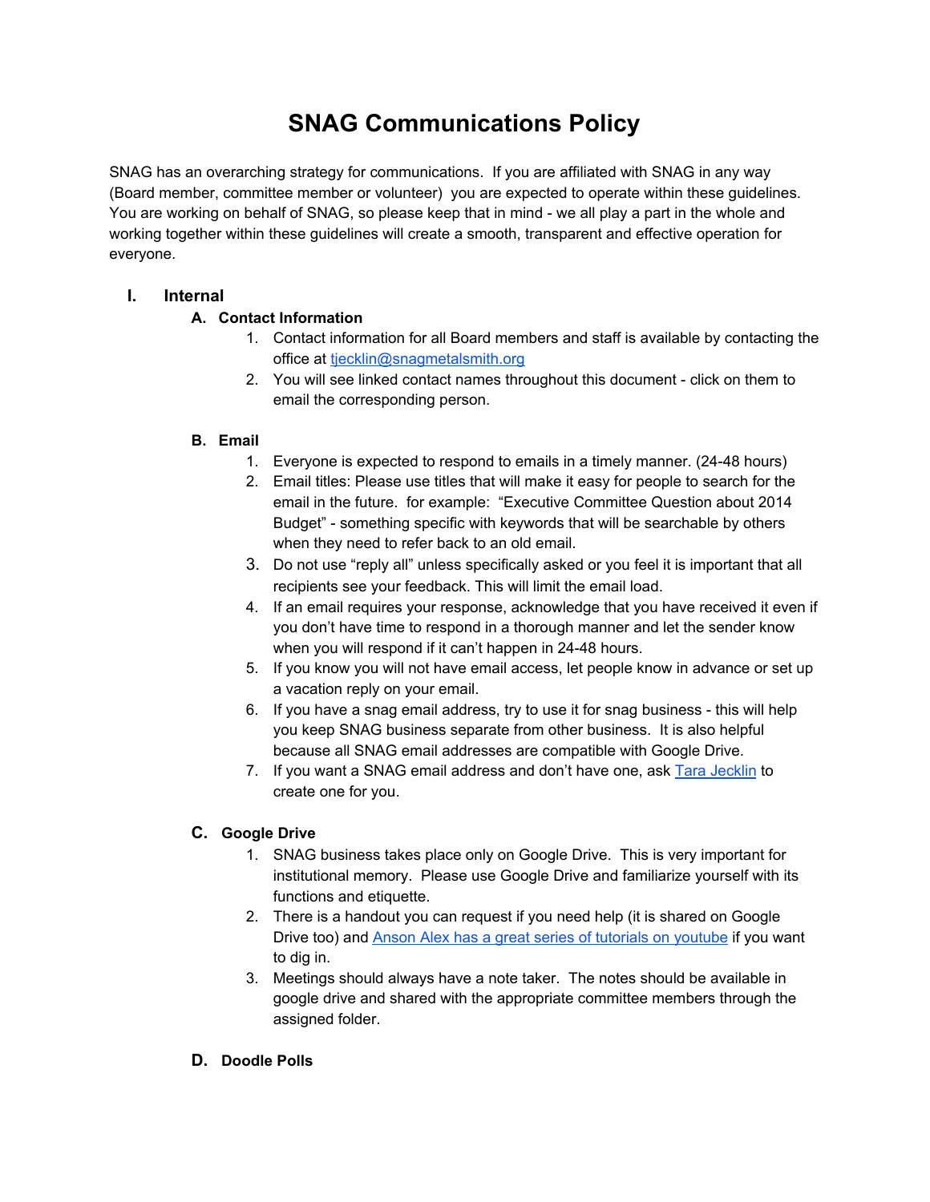# SNAG Communications Policy

SNAG has an overarching strategy for communications. If you are affiliated with SNAG in any way (Board member, committee member or volunteer) you are expected to operate within these guidelines. You are working on behalf of SNAG, so please keep that in mind - we all play a part in the whole and working together within these guidelines will create a smooth, transparent and effective operation for everyone.

## I. Internal

### A. Contact Information

1. Contact information for all Board members and staff is available by contacting the office at tjecklin@snagmetalsmith.org
2. You will see linked contact names throughout this document - click on them to email the corresponding person.

### B. Email

1. Everyone is expected to respond to emails in a timely manner. (24-48 hours)
2. Email titles: Please use titles that will make it easy for people to search for the email in the future. for example: "Executive Committee Question about 2014 Budget" - something specific with keywords that will be searchable by others when they need to refer back to an old email.
3. Do not use "reply all" unless specifically asked or you feel it is important that all recipients see your feedback. This will limit the email load.
4. If an email requires your response, acknowledge that you have received it even if you don't have time to respond in a thorough manner and let the sender know when you will respond if it can't happen in 24-48 hours.
5. If you know you will not have email access, let people know in advance or set up a vacation reply on your email.
6. If you have a snag email address, try to use it for snag business - this will help you keep SNAG business separate from other business. It is also helpful because all SNAG email addresses are compatible with Google Drive.
7. If you want a SNAG email address and don't have one, ask Tara Jecklin to create one for you.

### C. Google Drive

1. SNAG business takes place only on Google Drive. This is very important for institutional memory. Please use Google Drive and familiarize yourself with its functions and etiquette.
2. There is a handout you can request if you need help (it is shared on Google Drive too) and Anson Alex has a great series of tutorials on youtube if you want to dig in.
3. Meetings should always have a note taker. The notes should be available in google drive and shared with the appropriate committee members through the assigned folder.

### D. Doodle Polls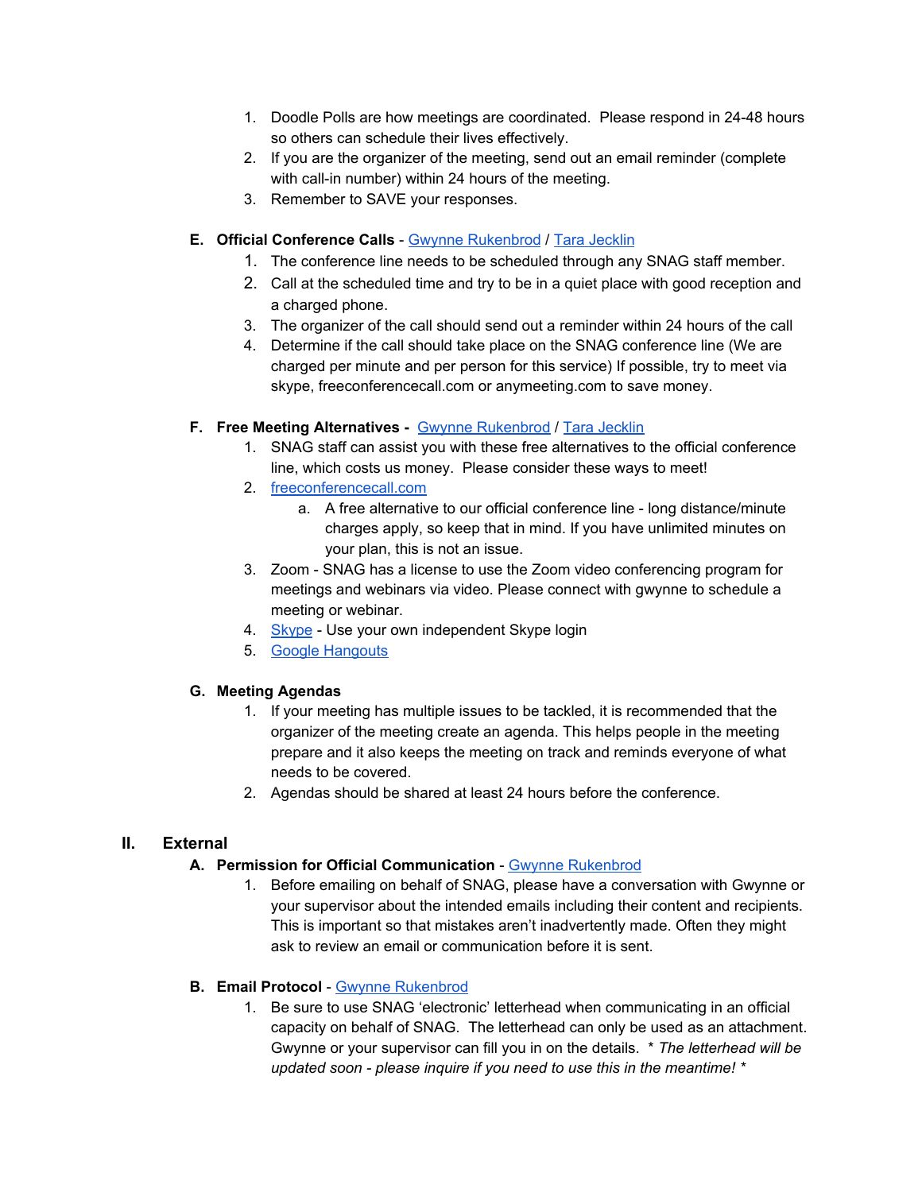1. Doodle Polls are how meetings are coordinated. Please respond in 24-48 hours so others can schedule their lives effectively.
2. If you are the organizer of the meeting, send out an email reminder (complete with call-in number) within 24 hours of the meeting.
3. Remember to SAVE your responses.

### E. Official Conference Calls - Gwynne Rukenbrod / Tara Jecklin

1. The conference line needs to be scheduled through any SNAG staff member.
2. Call at the scheduled time and try to be in a quiet place with good reception and a charged phone.
3. The organizer of the call should send out a reminder within 24 hours of the call
4. Determine if the call should take place on the SNAG conference line (We are charged per minute and per person for this service) If possible, try to meet via skype, freeconferencecall.com or anymeeting.com to save money.

### F. Free Meeting Alternatives - Gwynne Rukenbrod / Tara Jecklin

1. SNAG staff can assist you with these free alternatives to the official conference line, which costs us money. Please consider these ways to meet!
2. freeconferencecall.com
   a. A free alternative to our official conference line - long distance/minute charges apply, so keep that in mind. If you have unlimited minutes on your plan, this is not an issue.
3. Zoom - SNAG has a license to use the Zoom video conferencing program for meetings and webinars via video. Please connect with gwynne to schedule a meeting or webinar.
4. Skype - Use your own independent Skype login
5. Google Hangouts

### G. Meeting Agendas

1. If your meeting has multiple issues to be tackled, it is recommended that the organizer of the meeting create an agenda. This helps people in the meeting prepare and it also keeps the meeting on track and reminds everyone of what needs to be covered.
2. Agendas should be shared at least 24 hours before the conference.

## II. External

### A. Permission for Official Communication - Gwynne Rukenbrod

1. Before emailing on behalf of SNAG, please have a conversation with Gwynne or your supervisor about the intended emails including their content and recipients. This is important so that mistakes aren't inadvertently made. Often they might ask to review an email or communication before it is sent.

### B. Email Protocol - Gwynne Rukenbrod

1. Be sure to use SNAG 'electronic' letterhead when communicating in an official capacity on behalf of SNAG. The letterhead can only be used as an attachment. Gwynne or your supervisor can fill you in on the details. * *The letterhead will be updated soon - please inquire if you need to use this in the meantime!* *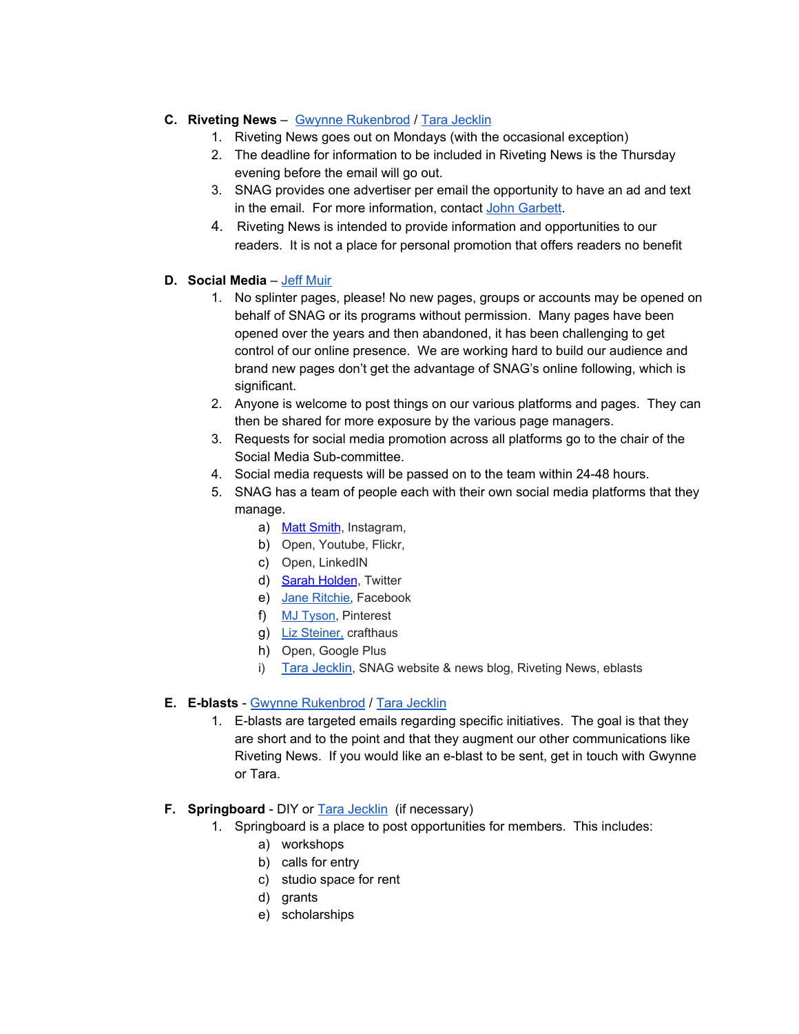C. **Riveting News** – Gwynne Rukenbrod / Tara Jecklin

1. Riveting News goes out on Mondays (with the occasional exception)
2. The deadline for information to be included in Riveting News is the Thursday evening before the email will go out.
3. SNAG provides one advertiser per email the opportunity to have an ad and text in the email. For more information, contact John Garbett.
4. Riveting News is intended to provide information and opportunities to our readers. It is not a place for personal promotion that offers readers no benefit

D. **Social Media** – Jeff Muir

1. No splinter pages, please! No new pages, groups or accounts may be opened on behalf of SNAG or its programs without permission. Many pages have been opened over the years and then abandoned, it has been challenging to get control of our online presence. We are working hard to build our audience and brand new pages don't get the advantage of SNAG's online following, which is significant.
2. Anyone is welcome to post things on our various platforms and pages. They can then be shared for more exposure by the various page managers.
3. Requests for social media promotion across all platforms go to the chair of the Social Media Sub-committee.
4. Social media requests will be passed on to the team within 24-48 hours.
5. SNAG has a team of people each with their own social media platforms that they manage.
    a) Matt Smith, Instagram,
    b) Open, Youtube, Flickr,
    c) Open, LinkedIN
    d) Sarah Holden, Twitter
    e) Jane Ritchie, Facebook
    f) MJ Tyson, Pinterest
    g) Liz Steiner, crafthaus
    h) Open, Google Plus
    i) Tara Jecklin, SNAG website & news blog, Riveting News, eblasts

E. **E-blasts** - Gwynne Rukenbrod / Tara Jecklin

1. E-blasts are targeted emails regarding specific initiatives. The goal is that they are short and to the point and that they augment our other communications like Riveting News. If you would like an e-blast to be sent, get in touch with Gwynne or Tara.

F. **Springboard** - DIY or Tara Jecklin (if necessary)

1. Springboard is a place to post opportunities for members. This includes:
    a) workshops
    b) calls for entry
    c) studio space for rent
    d) grants
    e) scholarships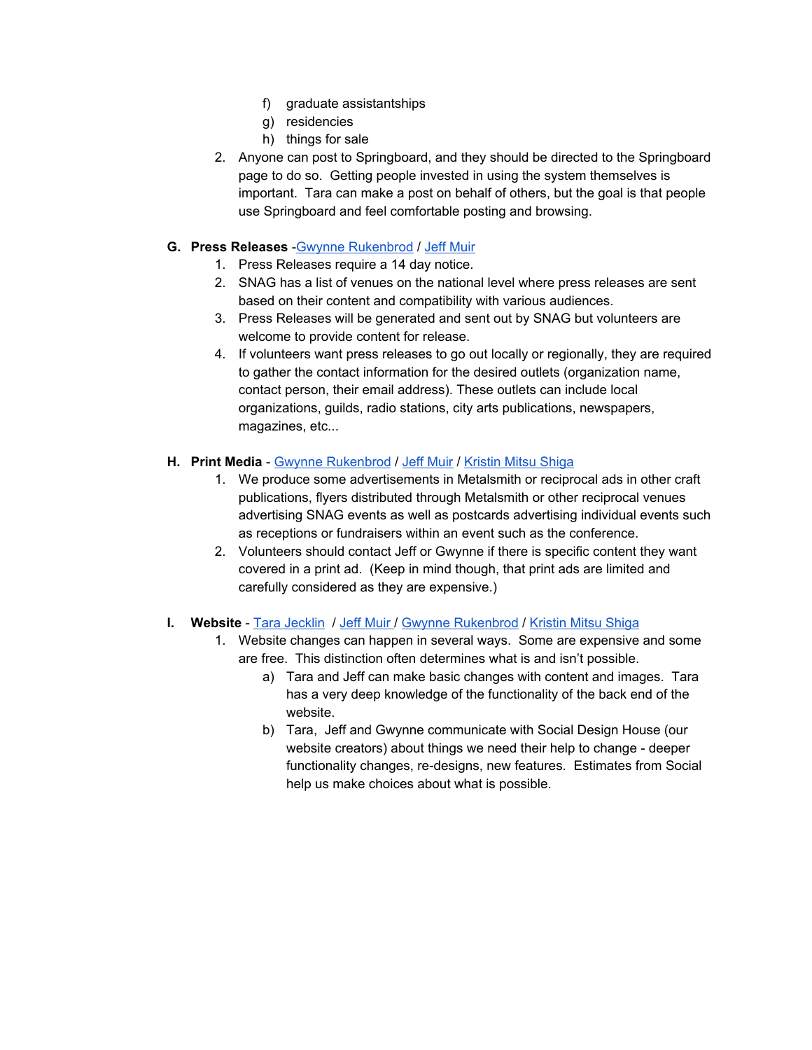f) graduate assistantships
g) residencies
h) things for sale

2. Anyone can post to Springboard, and they should be directed to the Springboard page to do so. Getting people invested in using the system themselves is important. Tara can make a post on behalf of others, but the goal is that people use Springboard and feel comfortable posting and browsing.

**G. Press Releases** -Gwynne Rukenbrod / Jeff Muir

1. Press Releases require a 14 day notice.
2. SNAG has a list of venues on the national level where press releases are sent based on their content and compatibility with various audiences.
3. Press Releases will be generated and sent out by SNAG but volunteers are welcome to provide content for release.
4. If volunteers want press releases to go out locally or regionally, they are required to gather the contact information for the desired outlets (organization name, contact person, their email address). These outlets can include local organizations, guilds, radio stations, city arts publications, newspapers, magazines, etc...

**H. Print Media** - Gwynne Rukenbrod / Jeff Muir / Kristin Mitsu Shiga

1. We produce some advertisements in Metalsmith or reciprocal ads in other craft publications, flyers distributed through Metalsmith or other reciprocal venues advertising SNAG events as well as postcards advertising individual events such as receptions or fundraisers within an event such as the conference.
2. Volunteers should contact Jeff or Gwynne if there is specific content they want covered in a print ad. (Keep in mind though, that print ads are limited and carefully considered as they are expensive.)

**I. Website** - Tara Jecklin / Jeff Muir / Gwynne Rukenbrod / Kristin Mitsu Shiga

1. Website changes can happen in several ways. Some are expensive and some are free. This distinction often determines what is and isn't possible.
   a) Tara and Jeff can make basic changes with content and images. Tara has a very deep knowledge of the functionality of the back end of the website.
   b) Tara, Jeff and Gwynne communicate with Social Design House (our website creators) about things we need their help to change - deeper functionality changes, re-designs, new features. Estimates from Social help us make choices about what is possible.